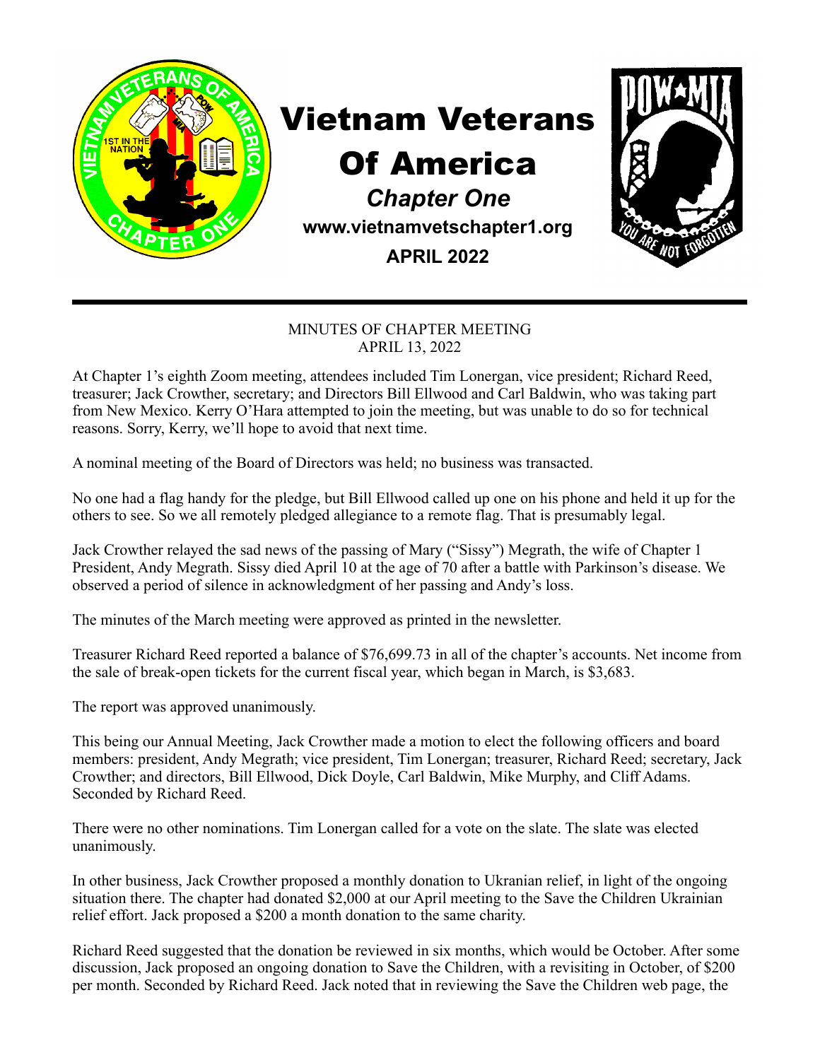# Vietnam Veterans Of America

## *Chapter One*

**www.vietnamvetschapter1.org**

**APRIL 2022**

---

MINUTES OF CHAPTER MEETING
APRIL 13, 2022

At Chapter 1's eighth Zoom meeting, attendees included Tim Lonergan, vice president; Richard Reed, treasurer; Jack Crowther, secretary; and Directors Bill Ellwood and Carl Baldwin, who was taking part from New Mexico. Kerry O'Hara attempted to join the meeting, but was unable to do so for technical reasons. Sorry, Kerry, we'll hope to avoid that next time.

A nominal meeting of the Board of Directors was held; no business was transacted.

No one had a flag handy for the pledge, but Bill Ellwood called up one on his phone and held it up for the others to see. So we all remotely pledged allegiance to a remote flag. That is presumably legal.

Jack Crowther relayed the sad news of the passing of Mary ("Sissy") Megrath, the wife of Chapter 1 President, Andy Megrath. Sissy died April 10 at the age of 70 after a battle with Parkinson's disease. We observed a period of silence in acknowledgment of her passing and Andy's loss.

The minutes of the March meeting were approved as printed in the newsletter.

Treasurer Richard Reed reported a balance of $76,699.73 in all of the chapter's accounts. Net income from the sale of break-open tickets for the current fiscal year, which began in March, is $3,683.

The report was approved unanimously.

This being our Annual Meeting, Jack Crowther made a motion to elect the following officers and board members: president, Andy Megrath; vice president, Tim Lonergan; treasurer, Richard Reed; secretary, Jack Crowther; and directors, Bill Ellwood, Dick Doyle, Carl Baldwin, Mike Murphy, and Cliff Adams. Seconded by Richard Reed.

There were no other nominations. Tim Lonergan called for a vote on the slate. The slate was elected unanimously.

In other business, Jack Crowther proposed a monthly donation to Ukranian relief, in light of the ongoing situation there. The chapter had donated $2,000 at our April meeting to the Save the Children Ukrainian relief effort. Jack proposed a $200 a month donation to the same charity.

Richard Reed suggested that the donation be reviewed in six months, which would be October. After some discussion, Jack proposed an ongoing donation to Save the Children, with a revisiting in October, of $200 per month. Seconded by Richard Reed. Jack noted that in reviewing the Save the Children web page, the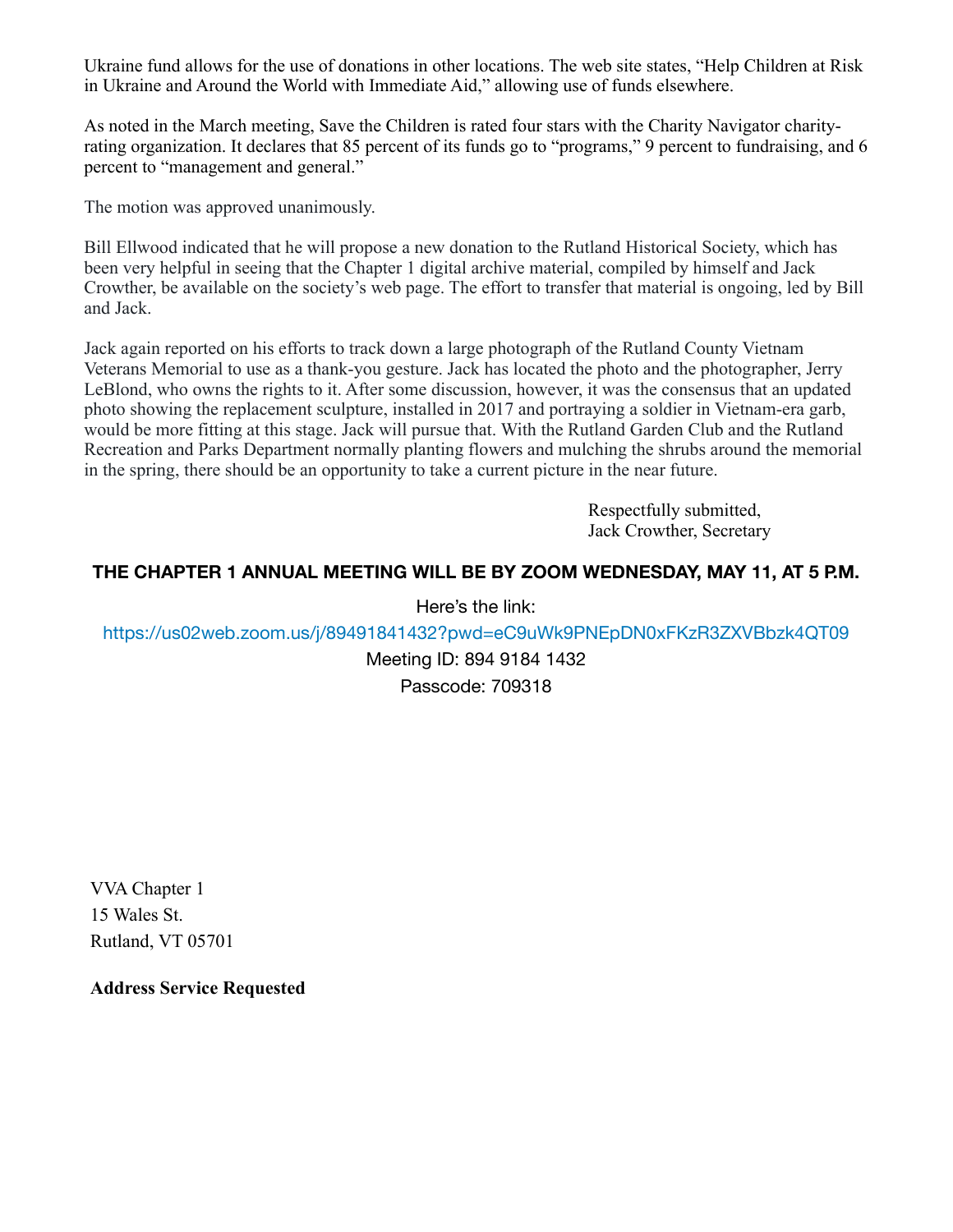Ukraine fund allows for the use of donations in other locations. The web site states, "Help Children at Risk in Ukraine and Around the World with Immediate Aid," allowing use of funds elsewhere.

As noted in the March meeting, Save the Children is rated four stars with the Charity Navigator charity-rating organization. It declares that 85 percent of its funds go to "programs," 9 percent to fundraising, and 6 percent to "management and general."

The motion was approved unanimously.

Bill Ellwood indicated that he will propose a new donation to the Rutland Historical Society, which has been very helpful in seeing that the Chapter 1 digital archive material, compiled by himself and Jack Crowther, be available on the society's web page. The effort to transfer that material is ongoing, led by Bill and Jack.

Jack again reported on his efforts to track down a large photograph of the Rutland County Vietnam Veterans Memorial to use as a thank-you gesture. Jack has located the photo and the photographer, Jerry LeBlond, who owns the rights to it. After some discussion, however, it was the consensus that an updated photo showing the replacement sculpture, installed in 2017 and portraying a soldier in Vietnam-era garb, would be more fitting at this stage. Jack will pursue that. With the Rutland Garden Club and the Rutland Recreation and Parks Department normally planting flowers and mulching the shrubs around the memorial in the spring, there should be an opportunity to take a current picture in the near future.

Respectfully submitted,
Jack Crowther, Secretary

**THE CHAPTER 1 ANNUAL MEETING WILL BE BY ZOOM WEDNESDAY, MAY 11, AT 5 P.M.**

Here's the link:

https://us02web.zoom.us/j/89491841432?pwd=eC9uWk9PNEpDN0xFKzR3ZXVBbzk4QT09

Meeting ID: 894 9184 1432

Passcode: 709318

VVA Chapter 1
15 Wales St.
Rutland, VT 05701

**Address Service Requested**